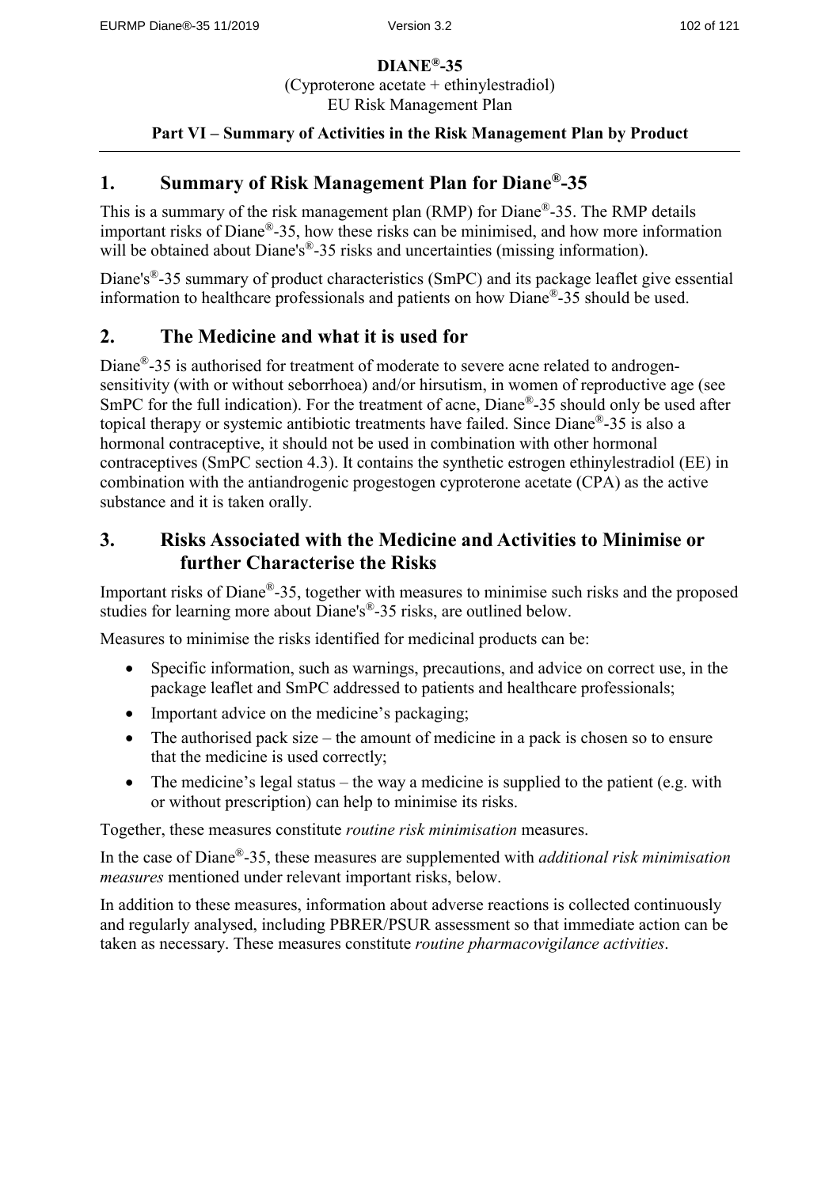**DIANE®-35**

(Cyproterone acetate + ethinylestradiol)

EU Risk Management Plan

**Part VI – Summary of Activities in the Risk Management Plan by Product**

## 1. Summary of Risk Management Plan for Diane®-35

This is a summary of the risk management plan (RMP) for Diane®-35. The RMP details important risks of Diane®-35, how these risks can be minimised, and how more information will be obtained about Diane's®-35 risks and uncertainties (missing information).

Diane's®-35 summary of product characteristics (SmPC) and its package leaflet give essential information to healthcare professionals and patients on how Diane®-35 should be used.

## 2. The Medicine and what it is used for

Diane®-35 is authorised for treatment of moderate to severe acne related to androgen-sensitivity (with or without seborrhoea) and/or hirsutism, in women of reproductive age (see SmPC for the full indication). For the treatment of acne, Diane®-35 should only be used after topical therapy or systemic antibiotic treatments have failed. Since Diane®-35 is also a hormonal contraceptive, it should not be used in combination with other hormonal contraceptives (SmPC section 4.3). It contains the synthetic estrogen ethinylestradiol (EE) in combination with the antiandrogenic progestogen cyproterone acetate (CPA) as the active substance and it is taken orally.

## 3. Risks Associated with the Medicine and Activities to Minimise or further Characterise the Risks

Important risks of Diane®-35, together with measures to minimise such risks and the proposed studies for learning more about Diane's®-35 risks, are outlined below.

Measures to minimise the risks identified for medicinal products can be:

- Specific information, such as warnings, precautions, and advice on correct use, in the package leaflet and SmPC addressed to patients and healthcare professionals;
- Important advice on the medicine's packaging;
- The authorised pack size – the amount of medicine in a pack is chosen so to ensure that the medicine is used correctly;
- The medicine's legal status – the way a medicine is supplied to the patient (e.g. with or without prescription) can help to minimise its risks.

Together, these measures constitute *routine risk minimisation* measures.

In the case of Diane®-35, these measures are supplemented with *additional risk minimisation measures* mentioned under relevant important risks, below.

In addition to these measures, information about adverse reactions is collected continuously and regularly analysed, including PBRER/PSUR assessment so that immediate action can be taken as necessary. These measures constitute *routine pharmacovigilance activities*.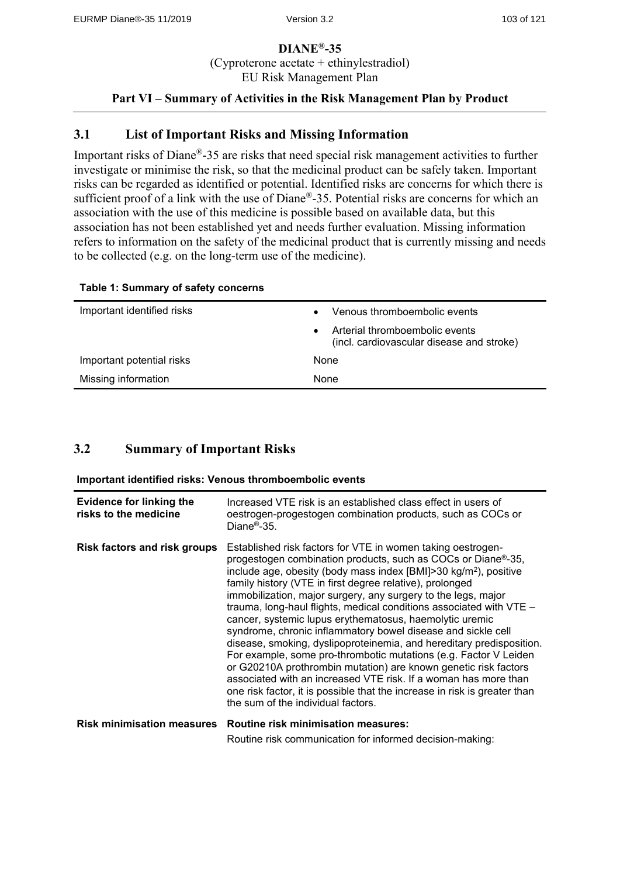**DIANE®-35**

(Cyproterone acetate + ethinylestradiol)

EU Risk Management Plan

**Part VI – Summary of Activities in the Risk Management Plan by Product**

## 3.1 List of Important Risks and Missing Information

Important risks of Diane®-35 are risks that need special risk management activities to further investigate or minimise the risk, so that the medicinal product can be safely taken. Important risks can be regarded as identified or potential. Identified risks are concerns for which there is sufficient proof of a link with the use of Diane®-35. Potential risks are concerns for which an association with the use of this medicine is possible based on available data, but this association has not been established yet and needs further evaluation. Missing information refers to information on the safety of the medicinal product that is currently missing and needs to be collected (e.g. on the long-term use of the medicine).

**Table 1: Summary of safety concerns**

| | |
|---|---|
| Important identified risks | • Venous thromboembolic events<br>• Arterial thromboembolic events (incl. cardiovascular disease and stroke) |
| Important potential risks | None |
| Missing information | None |

## 3.2 Summary of Important Risks

**Important identified risks: Venous thromboembolic events**

| | |
|---|---|
| **Evidence for linking the risks to the medicine** | Increased VTE risk is an established class effect in users of oestrogen-progestogen combination products, such as COCs or Diane®-35. |
| **Risk factors and risk groups** | Established risk factors for VTE in women taking oestrogen-progestogen combination products, such as COCs or Diane®-35, include age, obesity (body mass index [BMI]>30 kg/m$^2$), positive family history (VTE in first degree relative), prolonged immobilization, major surgery, any surgery to the legs, major trauma, long-haul flights, medical conditions associated with VTE – cancer, systemic lupus erythematosus, haemolytic uremic syndrome, chronic inflammatory bowel disease and sickle cell disease, smoking, dyslipoproteinemia, and hereditary predisposition. For example, some pro-thrombotic mutations (e.g. Factor V Leiden or G20210A prothrombin mutation) are known genetic risk factors associated with an increased VTE risk. If a woman has more than one risk factor, it is possible that the increase in risk is greater than the sum of the individual factors. |
| **Risk minimisation measures** | **Routine risk minimisation measures:**<br>Routine risk communication for informed decision-making: |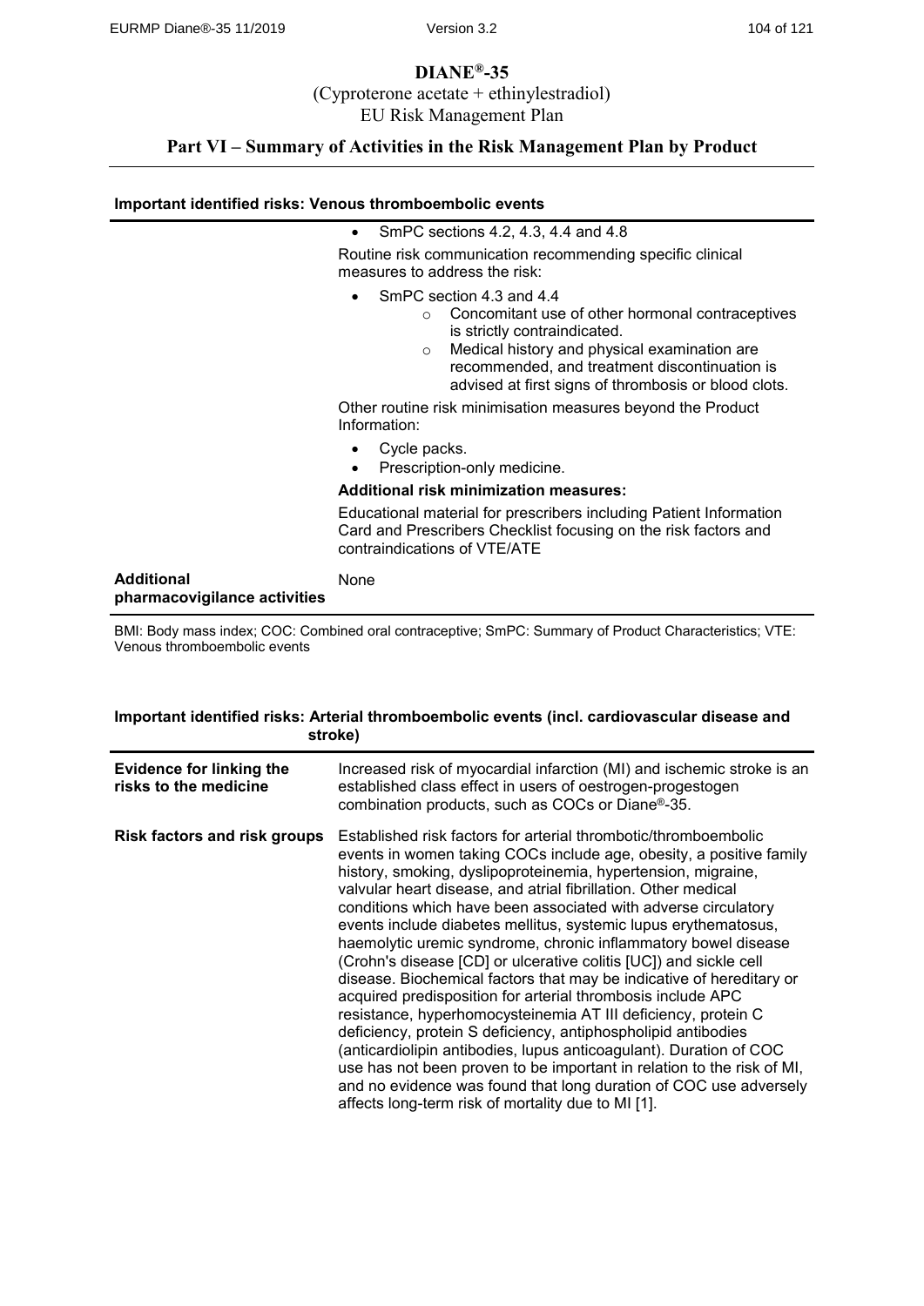# DIANE®-35

(Cyproterone acetate + ethinylestradiol)

EU Risk Management Plan

## Part VI – Summary of Activities in the Risk Management Plan by Product

**Important identified risks: Venous thromboembolic events**

| | |
|---|---|
| | • SmPC sections 4.2, 4.3, 4.4 and 4.8<br><br>Routine risk communication recommending specific clinical measures to address the risk:<br><br>• SmPC section 4.3 and 4.4<br>  ○ Concomitant use of other hormonal contraceptives is strictly contraindicated.<br>  ○ Medical history and physical examination are recommended, and treatment discontinuation is advised at first signs of thrombosis or blood clots.<br><br>Other routine risk minimisation measures beyond the Product Information:<br><br>• Cycle packs.<br>• Prescription-only medicine.<br><br>**Additional risk minimization measures:**<br><br>Educational material for prescribers including Patient Information Card and Prescribers Checklist focusing on the risk factors and contraindications of VTE/ATE |
| **Additional pharmacovigilance activities** | None |

BMI: Body mass index; COC: Combined oral contraceptive; SmPC: Summary of Product Characteristics; VTE: Venous thromboembolic events

**Important identified risks: Arterial thromboembolic events (incl. cardiovascular disease and stroke)**

| | |
|---|---|
| **Evidence for linking the risks to the medicine** | Increased risk of myocardial infarction (MI) and ischemic stroke is an established class effect in users of oestrogen-progestogen combination products, such as COCs or Diane®-35. |
| **Risk factors and risk groups** | Established risk factors for arterial thrombotic/thromboembolic events in women taking COCs include age, obesity, a positive family history, smoking, dyslipoproteinemia, hypertension, migraine, valvular heart disease, and atrial fibrillation. Other medical conditions which have been associated with adverse circulatory events include diabetes mellitus, systemic lupus erythematosus, haemolytic uremic syndrome, chronic inflammatory bowel disease (Crohn's disease [CD] or ulcerative colitis [UC]) and sickle cell disease. Biochemical factors that may be indicative of hereditary or acquired predisposition for arterial thrombosis include APC resistance, hyperhomocysteinemia AT III deficiency, protein C deficiency, protein S deficiency, antiphospholipid antibodies (anticardiolipin antibodies, lupus anticoagulant). Duration of COC use has not been proven to be important in relation to the risk of MI, and no evidence was found that long duration of COC use adversely affects long-term risk of mortality due to MI [1]. |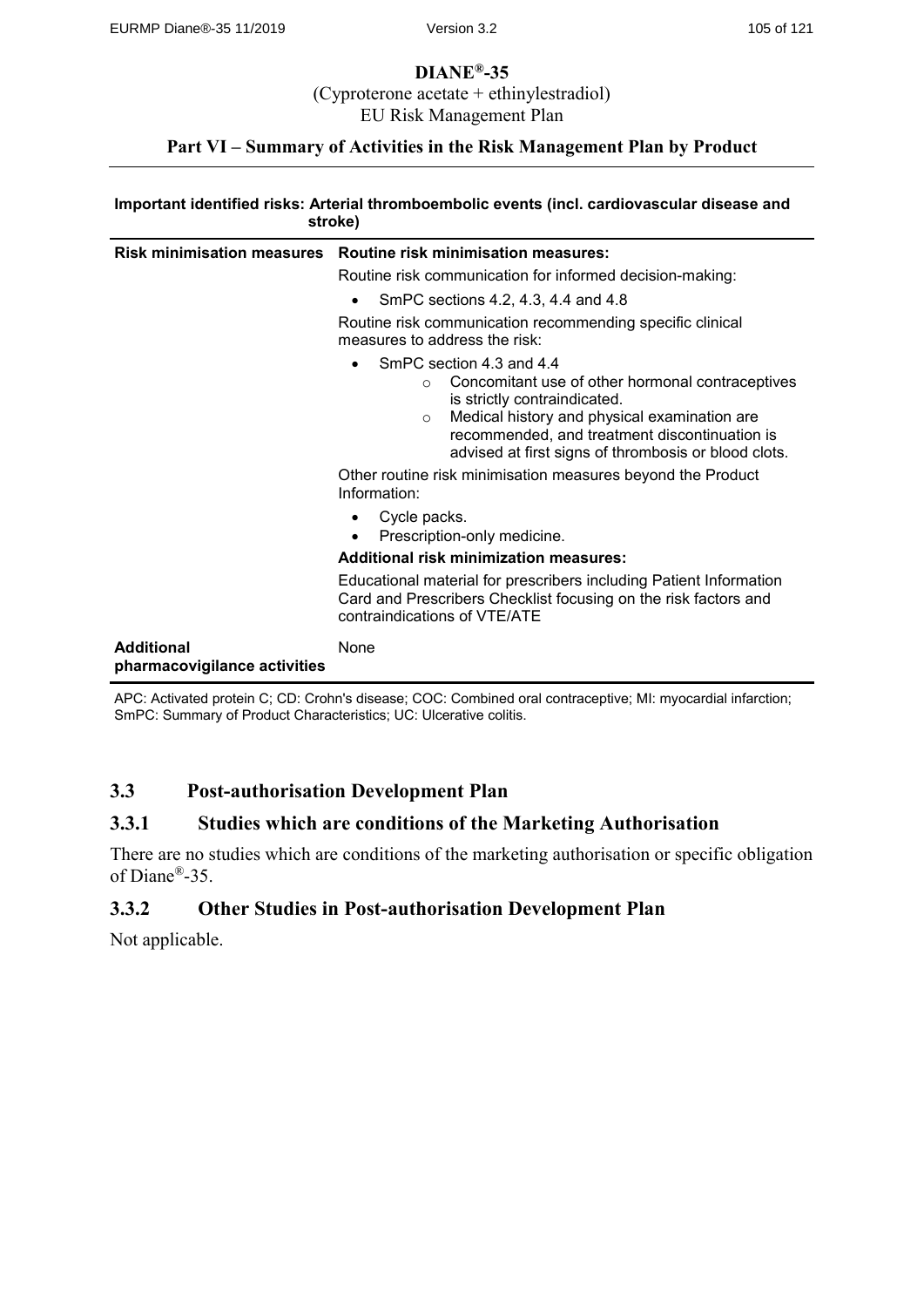# DIANE®-35

(Cyproterone acetate + ethinylestradiol)
EU Risk Management Plan

## Part VI – Summary of Activities in the Risk Management Plan by Product

| **Important identified risks: Arterial thromboembolic events (incl. cardiovascular disease and stroke)** | |
|---|---|
| **Risk minimisation measures** | **Routine risk minimisation measures:**<br>Routine risk communication for informed decision-making:<br>• SmPC sections 4.2, 4.3, 4.4 and 4.8<br>Routine risk communication recommending specific clinical measures to address the risk:<br>• SmPC section 4.3 and 4.4<br>  ○ Concomitant use of other hormonal contraceptives is strictly contraindicated.<br>  ○ Medical history and physical examination are recommended, and treatment discontinuation is advised at first signs of thrombosis or blood clots.<br>Other routine risk minimisation measures beyond the Product Information:<br>• Cycle packs.<br>• Prescription-only medicine.<br>**Additional risk minimization measures:**<br>Educational material for prescribers including Patient Information Card and Prescribers Checklist focusing on the risk factors and contraindications of VTE/ATE |
| **Additional pharmacovigilance activities** | None |

APC: Activated protein C; CD: Crohn's disease; COC: Combined oral contraceptive; MI: myocardial infarction; SmPC: Summary of Product Characteristics; UC: Ulcerative colitis.

## 3.3 Post-authorisation Development Plan

### 3.3.1 Studies which are conditions of the Marketing Authorisation

There are no studies which are conditions of the marketing authorisation or specific obligation of Diane®-35.

### 3.3.2 Other Studies in Post-authorisation Development Plan

Not applicable.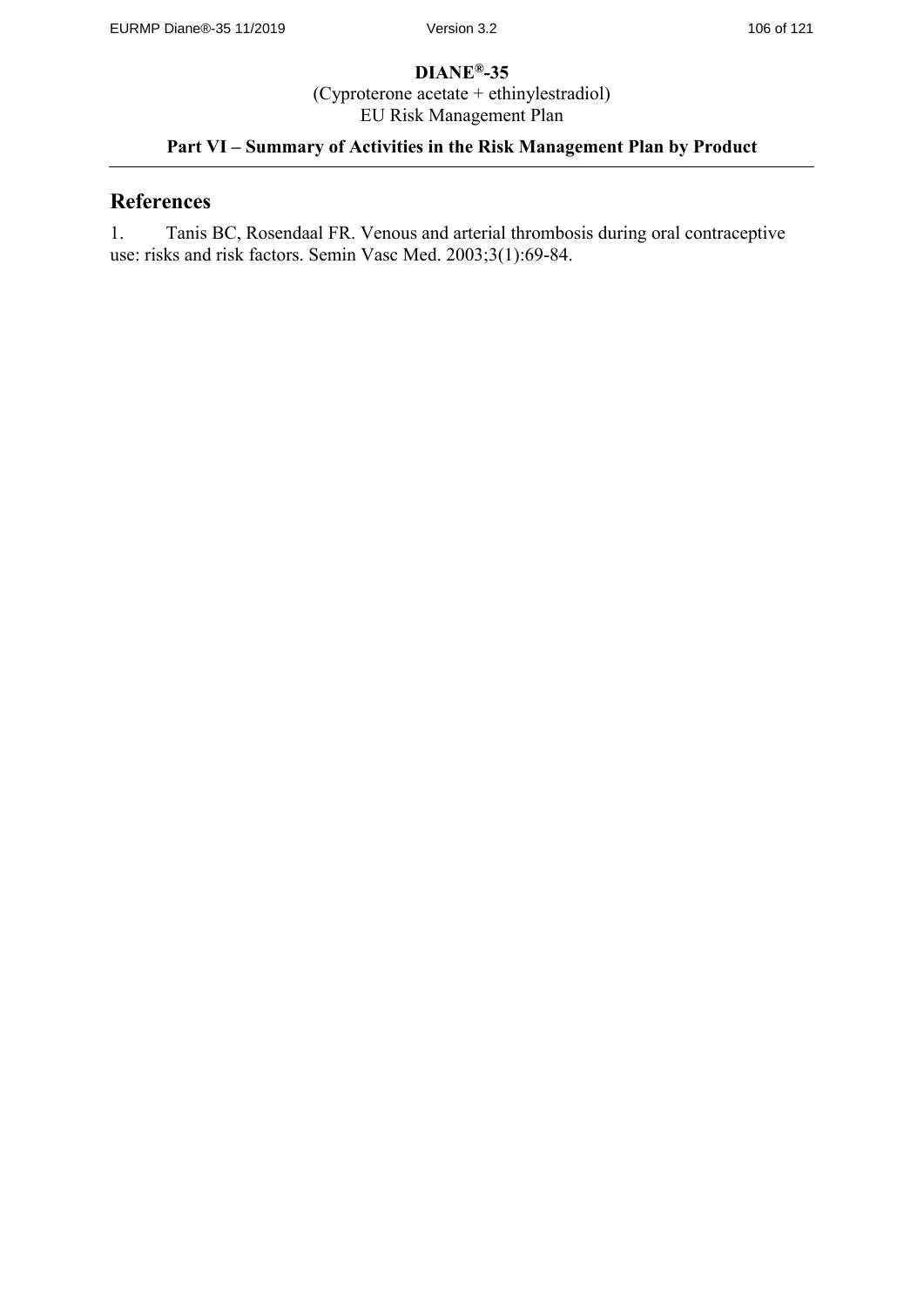## References

1. Tanis BC, Rosendaal FR. Venous and arterial thrombosis during oral contraceptive use: risks and risk factors. Semin Vasc Med. 2003;3(1):69-84.